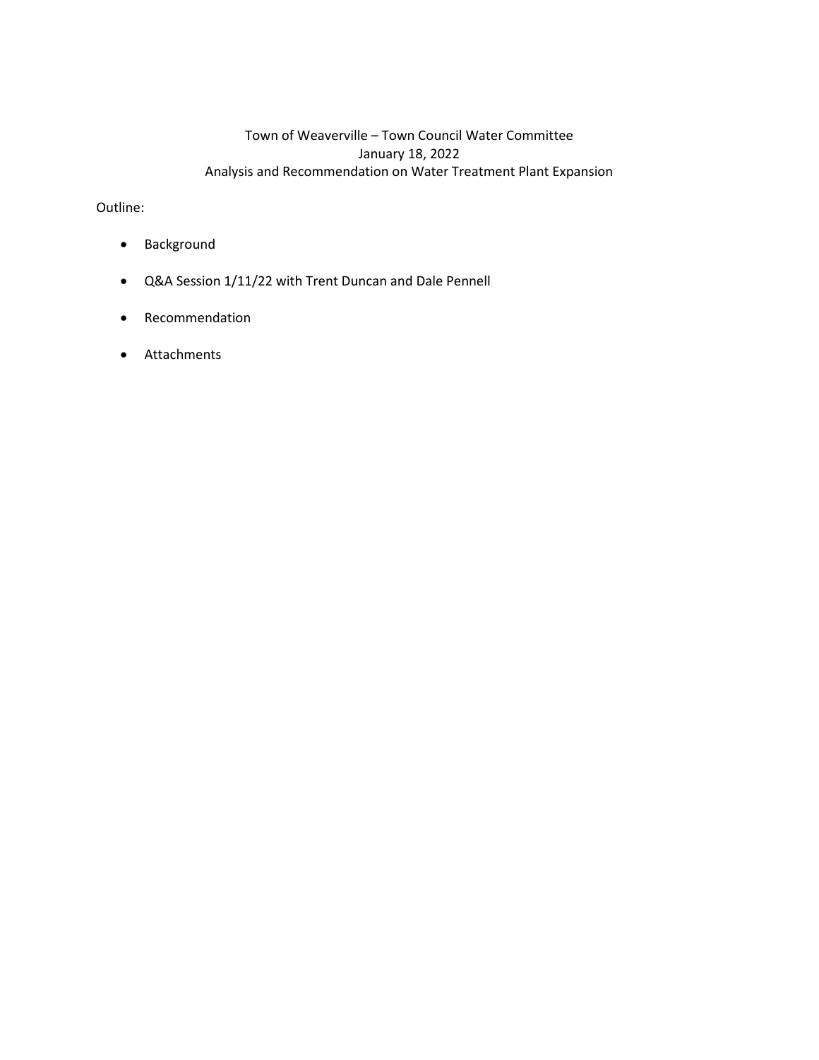# Town of Weaverville – Town Council Water Committee

January 18, 2022

Analysis and Recommendation on Water Treatment Plant Expansion

Outline:

- Background
- Q&A Session 1/11/22 with Trent Duncan and Dale Pennell
- Recommendation
- Attachments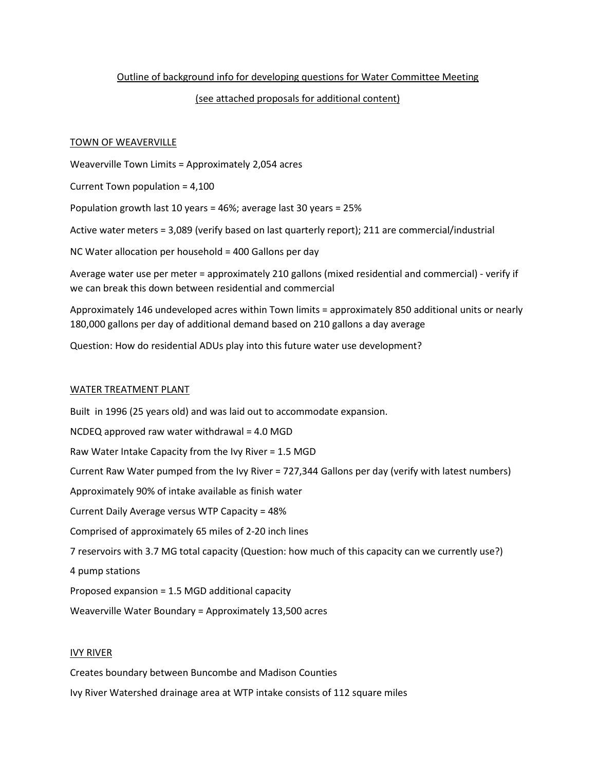Outline of background info for developing questions for Water Committee Meeting

(see attached proposals for additional content)

## TOWN OF WEAVERVILLE

Weaverville Town Limits = Approximately 2,054 acres

Current Town population = 4,100

Population growth last 10 years = 46%; average last 30 years = 25%

Active water meters = 3,089 (verify based on last quarterly report); 211 are commercial/industrial

NC Water allocation per household = 400 Gallons per day

Average water use per meter = approximately 210 gallons (mixed residential and commercial) - verify if we can break this down between residential and commercial

Approximately 146 undeveloped acres within Town limits = approximately 850 additional units or nearly 180,000 gallons per day of additional demand based on 210 gallons a day average

Question: How do residential ADUs play into this future water use development?

## WATER TREATMENT PLANT

Built in 1996 (25 years old) and was laid out to accommodate expansion.

NCDEQ approved raw water withdrawal = 4.0 MGD

Raw Water Intake Capacity from the Ivy River = 1.5 MGD

Current Raw Water pumped from the Ivy River = 727,344 Gallons per day (verify with latest numbers)

Approximately 90% of intake available as finish water

Current Daily Average versus WTP Capacity = 48%

Comprised of approximately 65 miles of 2-20 inch lines

7 reservoirs with 3.7 MG total capacity (Question: how much of this capacity can we currently use?)

4 pump stations

Proposed expansion = 1.5 MGD additional capacity

Weaverville Water Boundary = Approximately 13,500 acres

## IVY RIVER

Creates boundary between Buncombe and Madison Counties

Ivy River Watershed drainage area at WTP intake consists of 112 square miles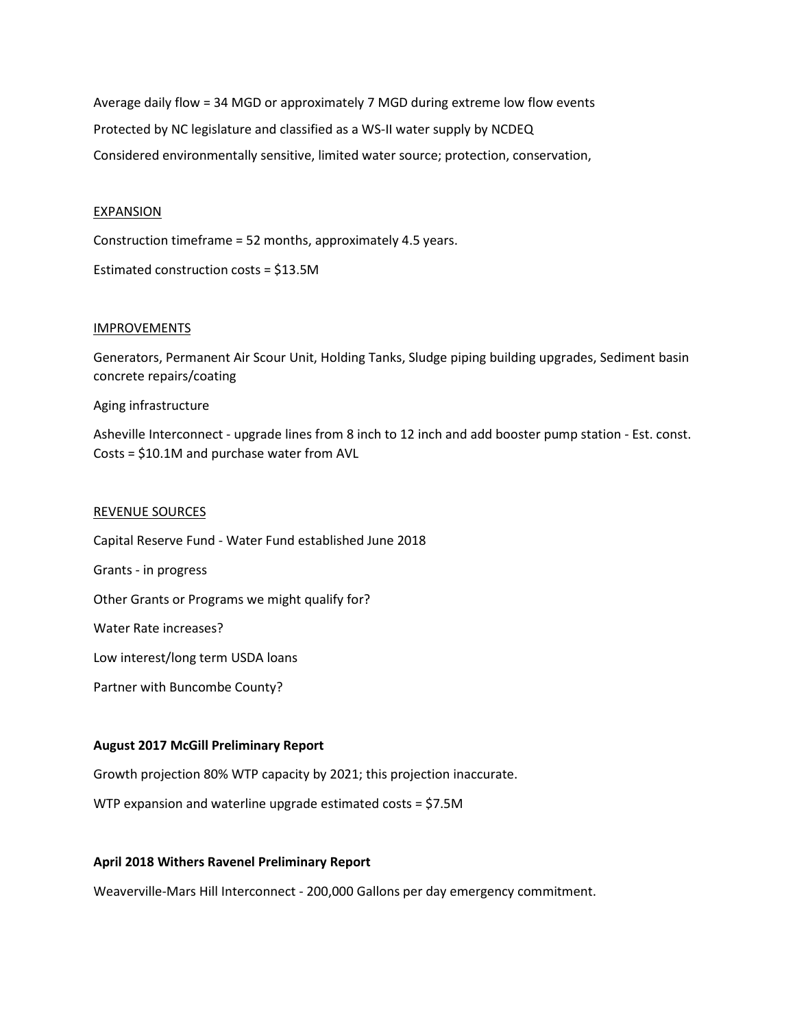Average daily flow = 34 MGD or approximately 7 MGD during extreme low flow events

Protected by NC legislature and classified as a WS-II water supply by NCDEQ

Considered environmentally sensitive, limited water source; protection, conservation,

<u>EXPANSION</u>

Construction timeframe = 52 months, approximately 4.5 years.

Estimated construction costs = $13.5M

<u>IMPROVEMENTS</u>

Generators, Permanent Air Scour Unit, Holding Tanks, Sludge piping building upgrades, Sediment basin concrete repairs/coating

Aging infrastructure

Asheville Interconnect - upgrade lines from 8 inch to 12 inch and add booster pump station - Est. const. Costs = $10.1M and purchase water from AVL

<u>REVENUE SOURCES</u>

Capital Reserve Fund - Water Fund established June 2018

Grants - in progress

Other Grants or Programs we might qualify for?

Water Rate increases?

Low interest/long term USDA loans

Partner with Buncombe County?

**August 2017 McGill Preliminary Report**

Growth projection 80% WTP capacity by 2021; this projection inaccurate.

WTP expansion and waterline upgrade estimated costs = $7.5M

**April 2018 Withers Ravenel Preliminary Report**

Weaverville-Mars Hill Interconnect - 200,000 Gallons per day emergency commitment.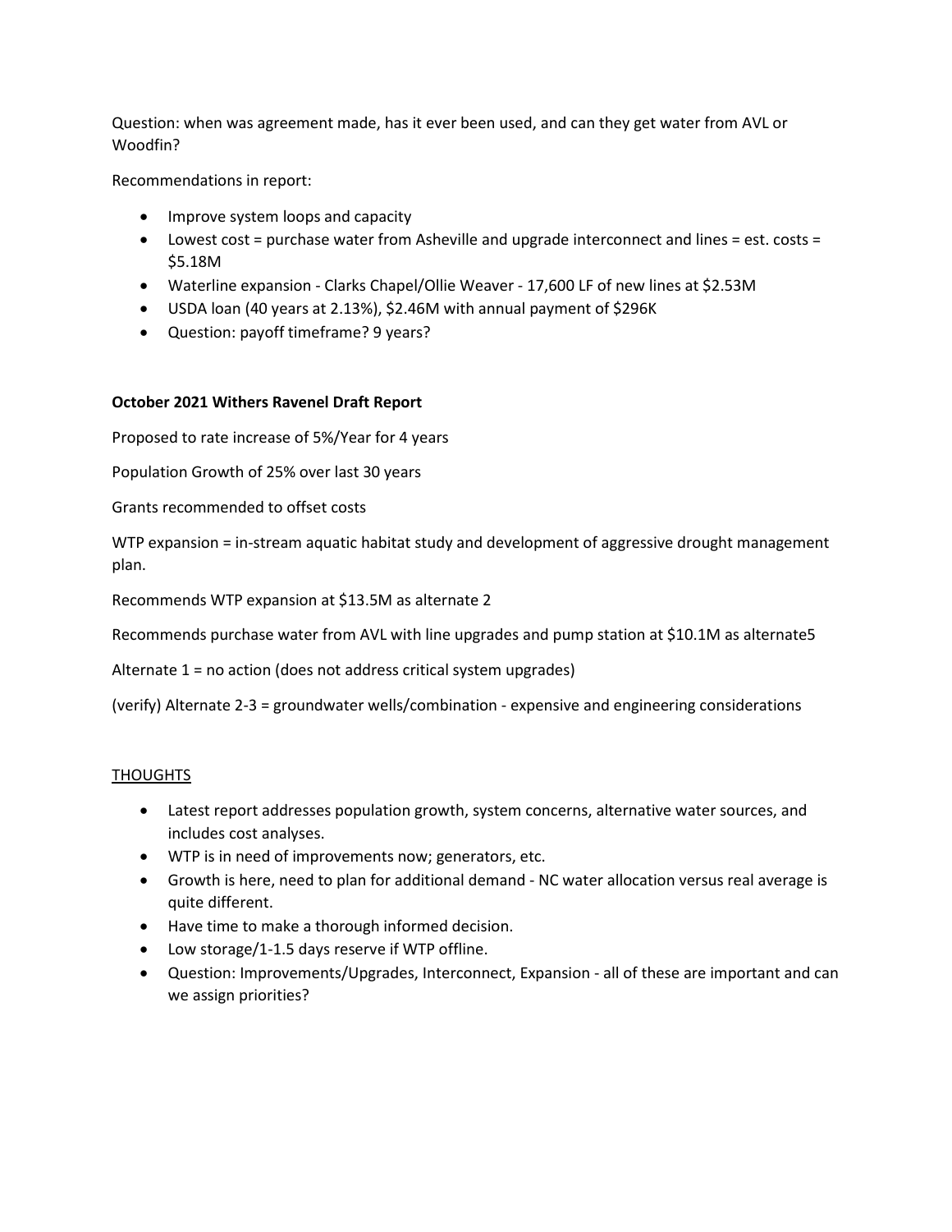Question: when was agreement made, has it ever been used, and can they get water from AVL or Woodfin?

Recommendations in report:

- Improve system loops and capacity
- Lowest cost = purchase water from Asheville and upgrade interconnect and lines = est. costs = $5.18M
- Waterline expansion - Clarks Chapel/Ollie Weaver - 17,600 LF of new lines at $2.53M
- USDA loan (40 years at 2.13%), $2.46M with annual payment of $296K
- Question: payoff timeframe? 9 years?

**October 2021 Withers Ravenel Draft Report**

Proposed to rate increase of 5%/Year for 4 years

Population Growth of 25% over last 30 years

Grants recommended to offset costs

WTP expansion = in-stream aquatic habitat study and development of aggressive drought management plan.

Recommends WTP expansion at $13.5M as alternate 2

Recommends purchase water from AVL with line upgrades and pump station at $10.1M as alternate5

Alternate 1 = no action (does not address critical system upgrades)

(verify) Alternate 2-3 = groundwater wells/combination - expensive and engineering considerations

<u>THOUGHTS</u>

- Latest report addresses population growth, system concerns, alternative water sources, and includes cost analyses.
- WTP is in need of improvements now; generators, etc.
- Growth is here, need to plan for additional demand - NC water allocation versus real average is quite different.
- Have time to make a thorough informed decision.
- Low storage/1-1.5 days reserve if WTP offline.
- Question: Improvements/Upgrades, Interconnect, Expansion - all of these are important and can we assign priorities?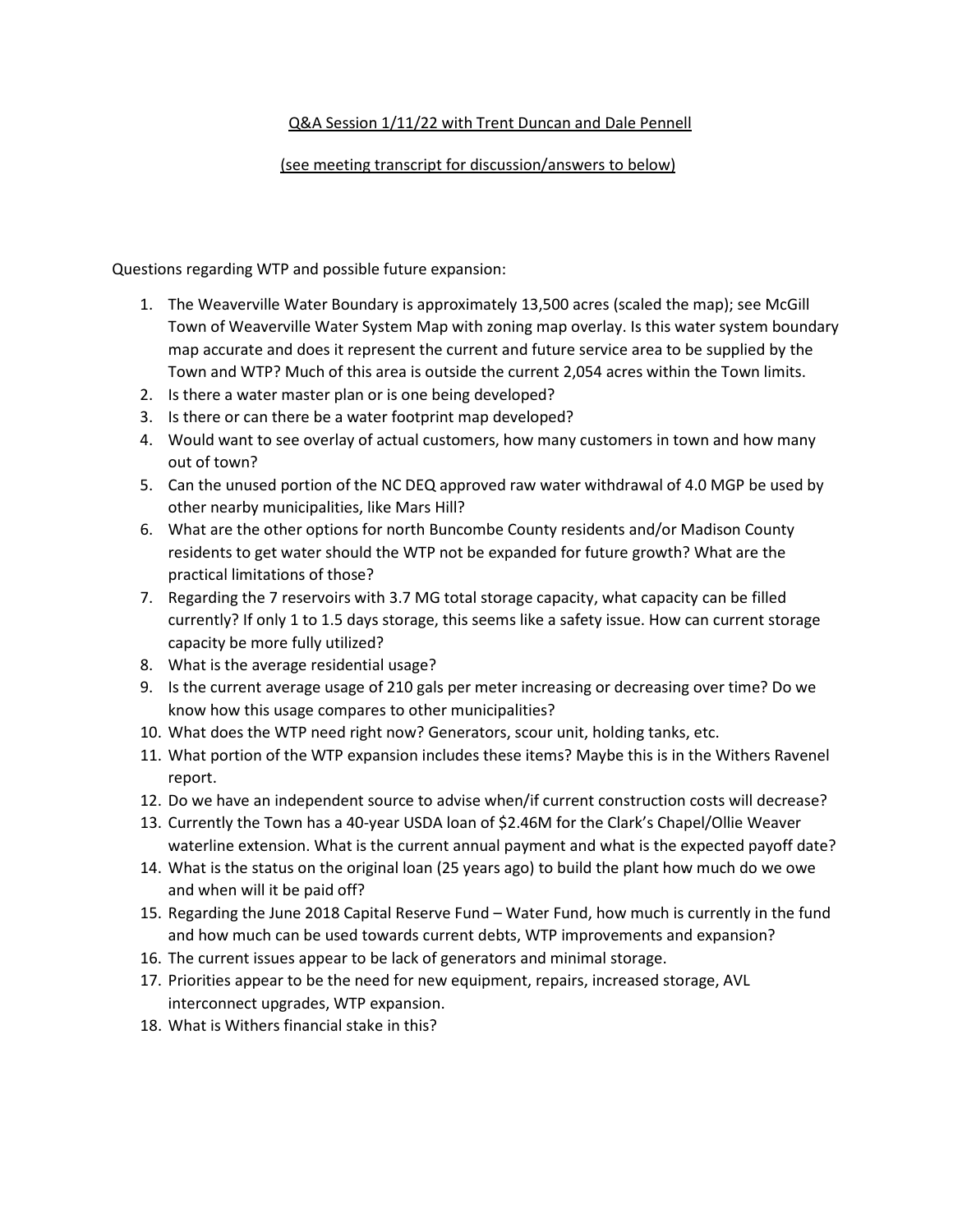<u>Q&A Session 1/11/22 with Trent Duncan and Dale Pennell</u>

<u>(see meeting transcript for discussion/answers to below)</u>

Questions regarding WTP and possible future expansion:

1. The Weaverville Water Boundary is approximately 13,500 acres (scaled the map); see McGill Town of Weaverville Water System Map with zoning map overlay. Is this water system boundary map accurate and does it represent the current and future service area to be supplied by the Town and WTP? Much of this area is outside the current 2,054 acres within the Town limits.
2. Is there a water master plan or is one being developed?
3. Is there or can there be a water footprint map developed?
4. Would want to see overlay of actual customers, how many customers in town and how many out of town?
5. Can the unused portion of the NC DEQ approved raw water withdrawal of 4.0 MGP be used by other nearby municipalities, like Mars Hill?
6. What are the other options for north Buncombe County residents and/or Madison County residents to get water should the WTP not be expanded for future growth? What are the practical limitations of those?
7. Regarding the 7 reservoirs with 3.7 MG total storage capacity, what capacity can be filled currently? If only 1 to 1.5 days storage, this seems like a safety issue. How can current storage capacity be more fully utilized?
8. What is the average residential usage?
9. Is the current average usage of 210 gals per meter increasing or decreasing over time? Do we know how this usage compares to other municipalities?
10. What does the WTP need right now? Generators, scour unit, holding tanks, etc.
11. What portion of the WTP expansion includes these items? Maybe this is in the Withers Ravenel report.
12. Do we have an independent source to advise when/if current construction costs will decrease?
13. Currently the Town has a 40-year USDA loan of $2.46M for the Clark's Chapel/Ollie Weaver waterline extension. What is the current annual payment and what is the expected payoff date?
14. What is the status on the original loan (25 years ago) to build the plant how much do we owe and when will it be paid off?
15. Regarding the June 2018 Capital Reserve Fund – Water Fund, how much is currently in the fund and how much can be used towards current debts, WTP improvements and expansion?
16. The current issues appear to be lack of generators and minimal storage.
17. Priorities appear to be the need for new equipment, repairs, increased storage, AVL interconnect upgrades, WTP expansion.
18. What is Withers financial stake in this?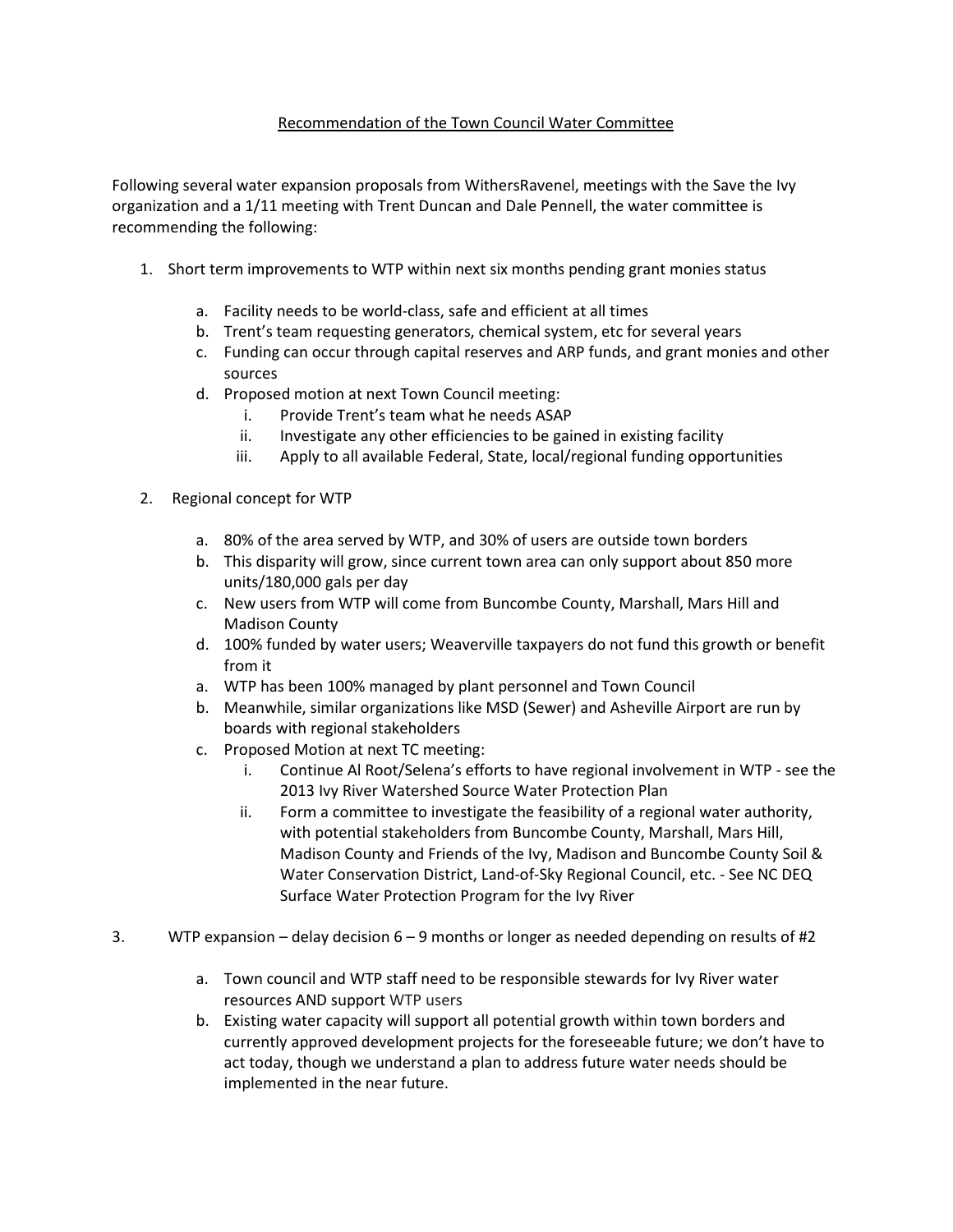Recommendation of the Town Council Water Committee

Following several water expansion proposals from WithersRavenel, meetings with the Save the Ivy organization and a 1/11 meeting with Trent Duncan and Dale Pennell, the water committee is recommending the following:

1. Short term improvements to WTP within next six months pending grant monies status

    a. Facility needs to be world-class, safe and efficient at all times
    b. Trent's team requesting generators, chemical system, etc for several years
    c. Funding can occur through capital reserves and ARP funds, and grant monies and other sources
    d. Proposed motion at next Town Council meeting:
        i. Provide Trent's team what he needs ASAP
        ii. Investigate any other efficiencies to be gained in existing facility
        iii. Apply to all available Federal, State, local/regional funding opportunities

2. Regional concept for WTP

    a. 80% of the area served by WTP, and 30% of users are outside town borders
    b. This disparity will grow, since current town area can only support about 850 more units/180,000 gals per day
    c. New users from WTP will come from Buncombe County, Marshall, Mars Hill and Madison County
    d. 100% funded by water users; Weaverville taxpayers do not fund this growth or benefit from it
    a. WTP has been 100% managed by plant personnel and Town Council
    b. Meanwhile, similar organizations like MSD (Sewer) and Asheville Airport are run by boards with regional stakeholders
    c. Proposed Motion at next TC meeting:
        i. Continue Al Root/Selena's efforts to have regional involvement in WTP - see the 2013 Ivy River Watershed Source Water Protection Plan
        ii. Form a committee to investigate the feasibility of a regional water authority, with potential stakeholders from Buncombe County, Marshall, Mars Hill, Madison County and Friends of the Ivy, Madison and Buncombe County Soil & Water Conservation District, Land-of-Sky Regional Council, etc. - See NC DEQ Surface Water Protection Program for the Ivy River

3. WTP expansion – delay decision 6 – 9 months or longer as needed depending on results of #2

    a. Town council and WTP staff need to be responsible stewards for Ivy River water resources AND support WTP users
    b. Existing water capacity will support all potential growth within town borders and currently approved development projects for the foreseeable future; we don't have to act today, though we understand a plan to address future water needs should be implemented in the near future.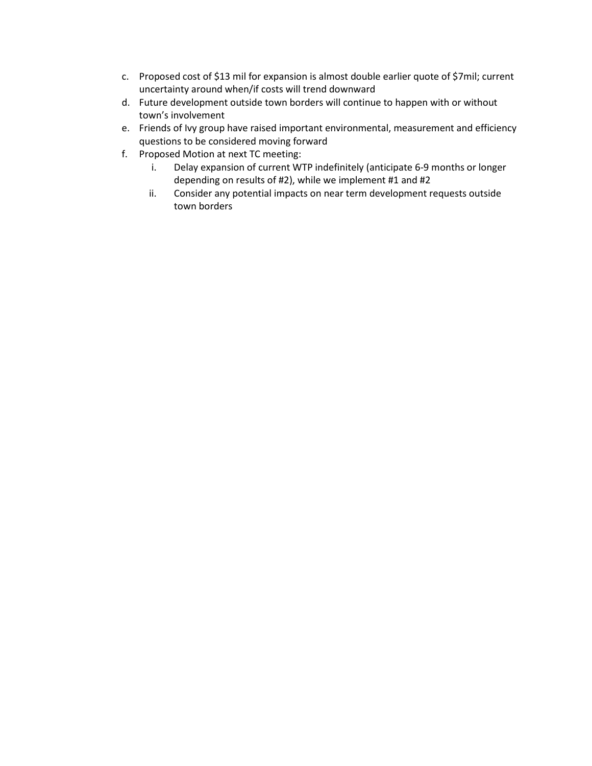c. Proposed cost of $13 mil for expansion is almost double earlier quote of $7mil; current uncertainty around when/if costs will trend downward
d. Future development outside town borders will continue to happen with or without town's involvement
e. Friends of Ivy group have raised important environmental, measurement and efficiency questions to be considered moving forward
f. Proposed Motion at next TC meeting:
    i. Delay expansion of current WTP indefinitely (anticipate 6-9 months or longer depending on results of #2), while we implement #1 and #2
    ii. Consider any potential impacts on near term development requests outside town borders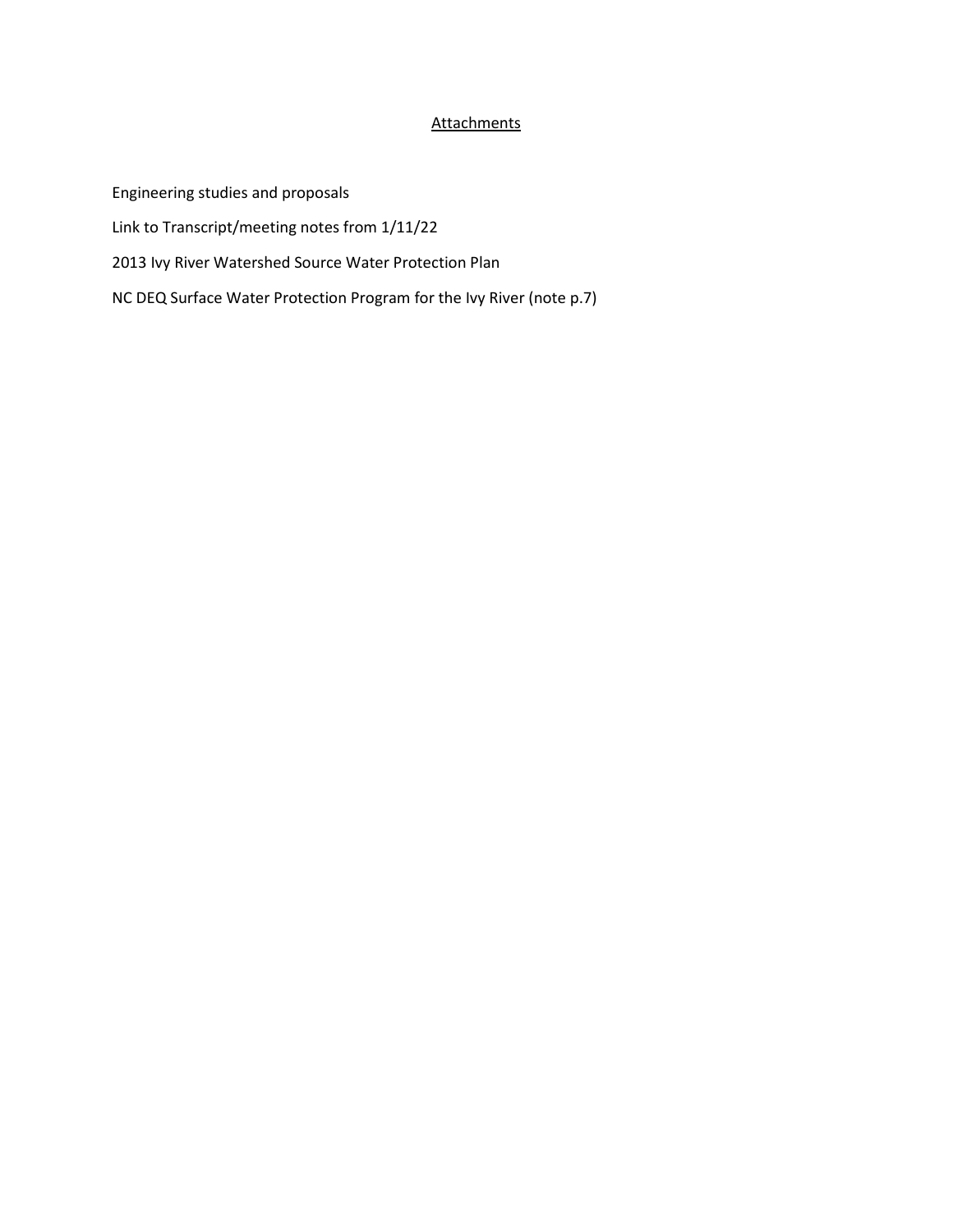## Attachments

Engineering studies and proposals

Link to Transcript/meeting notes from 1/11/22

2013 Ivy River Watershed Source Water Protection Plan

NC DEQ Surface Water Protection Program for the Ivy River (note p.7)